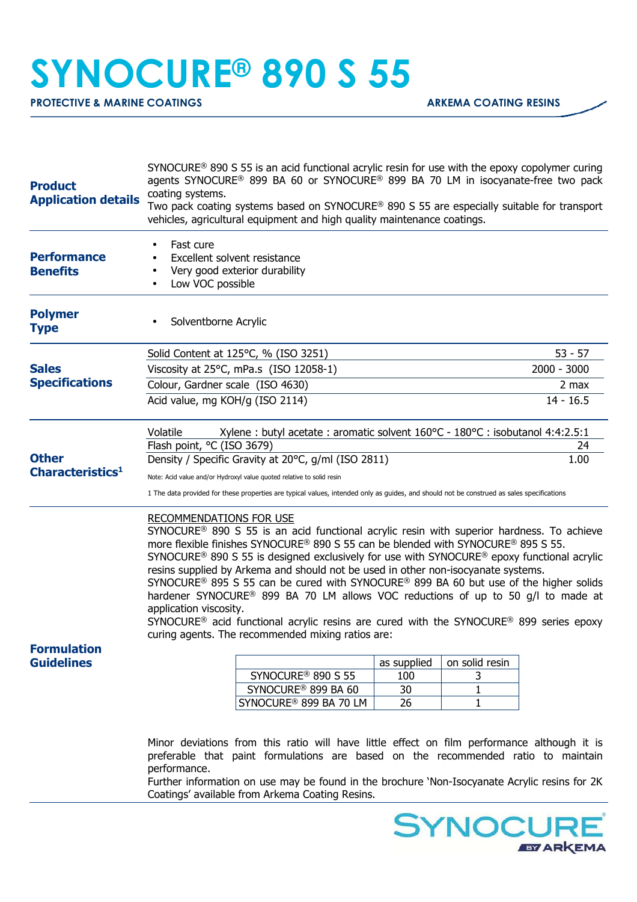# SYNOCURE® 890 S 55

**PROTECTIVE & MARINE COATINGS** **ARKEMA COATING RESINS**

## Product Application details

SYNOCURE® 890 S 55 is an acid functional acrylic resin for use with the epoxy copolymer curing agents SYNOCURE® 899 BA 60 or SYNOCURE® 899 BA 70 LM in isocyanate-free two pack coating systems.
Two pack coating systems based on SYNOCURE® 890 S 55 are especially suitable for transport vehicles, agricultural equipment and high quality maintenance coatings.

## Performance Benefits

- Fast cure
- Excellent solvent resistance
- Very good exterior durability
- Low VOC possible

## Polymer Type

- Solventborne Acrylic

## Sales Specifications

| | |
|---|---|
| Solid Content at 125°C, % (ISO 3251) | 53 - 57 |
| Viscosity at 25°C, mPa.s (ISO 12058-1) | 2000 - 3000 |
| Colour, Gardner scale (ISO 4630) | 2 max |
| Acid value, mg KOH/g (ISO 2114) | 14 - 16.5 |

## Other Characteristics[1]

| | |
|---|---|
| Volatile | Xylene : butyl acetate : aromatic solvent 160°C - 180°C : isobutanol 4:4:2.5:1 |
| Flash point, °C (ISO 3679) | 24 |
| Density / Specific Gravity at 20°C, g/ml (ISO 2811) | 1.00 |

Note: Acid value and/or Hydroxyl value quoted relative to solid resin

1 The data provided for these properties are typical values, intended only as guides, and should not be construed as sales specifications

## Formulation Guidelines

RECOMMENDATIONS FOR USE

SYNOCURE® 890 S 55 is an acid functional acrylic resin with superior hardness. To achieve more flexible finishes SYNOCURE® 890 S 55 can be blended with SYNOCURE® 895 S 55.
SYNOCURE® 890 S 55 is designed exclusively for use with SYNOCURE® epoxy functional acrylic resins supplied by Arkema and should not be used in other non-isocyanate systems.
SYNOCURE® 895 S 55 can be cured with SYNOCURE® 899 BA 60 but use of the higher solids hardener SYNOCURE® 899 BA 70 LM allows VOC reductions of up to 50 g/l to made at application viscosity.
SYNOCURE® acid functional acrylic resins are cured with the SYNOCURE® 899 series epoxy curing agents. The recommended mixing ratios are:

| | as supplied | on solid resin |
|---|---|---|
| SYNOCURE® 890 S 55 | 100 | 3 |
| SYNOCURE® 899 BA 60 | 30 | 1 |
| SYNOCURE® 899 BA 70 LM | 26 | 1 |

Minor deviations from this ratio will have little effect on film performance although it is preferable that paint formulations are based on the recommended ratio to maintain performance.
Further information on use may be found in the brochure 'Non-Isocyanate Acrylic resins for 2K Coatings' available from Arkema Coating Resins.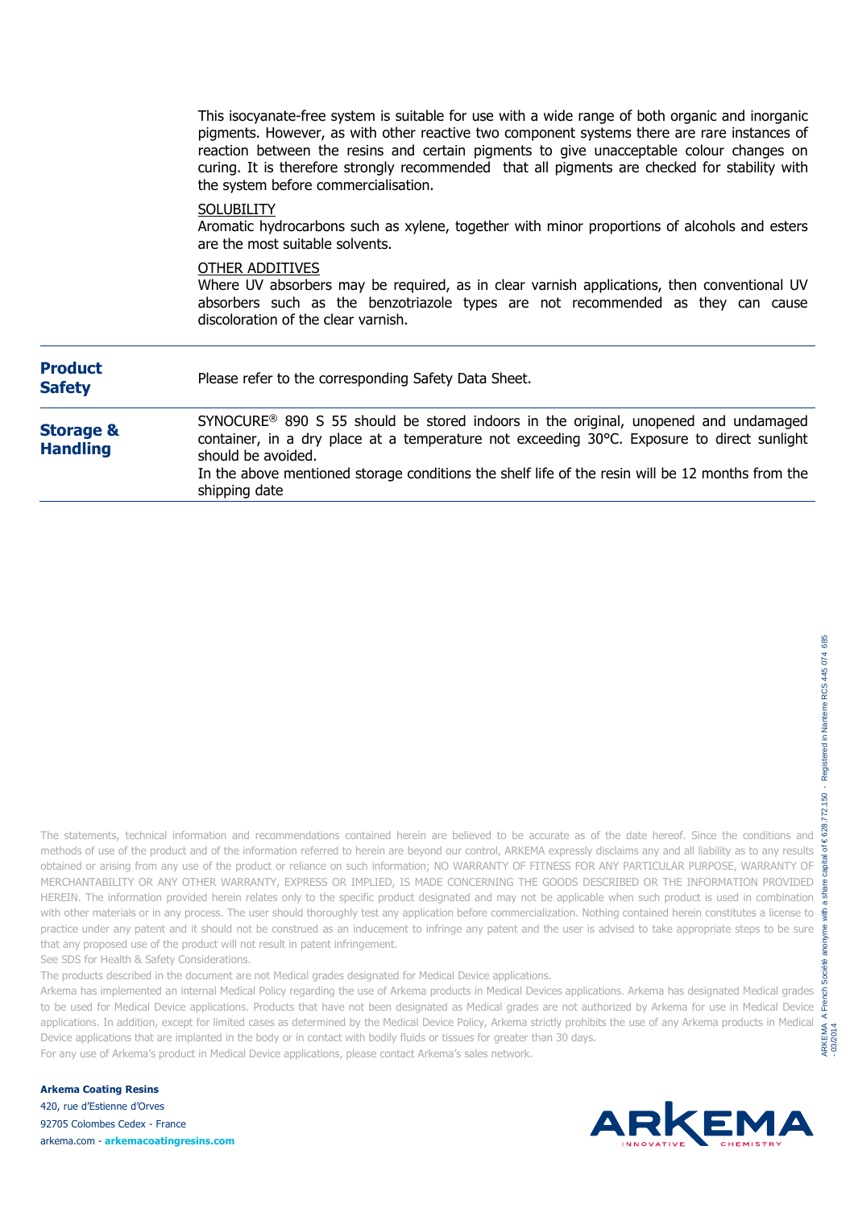This isocyanate-free system is suitable for use with a wide range of both organic and inorganic pigments. However, as with other reactive two component systems there are rare instances of reaction between the resins and certain pigments to give unacceptable colour changes on curing. It is therefore strongly recommended that all pigments are checked for stability with the system before commercialisation.

SOLUBILITY
Aromatic hydrocarbons such as xylene, together with minor proportions of alcohols and esters are the most suitable solvents.

OTHER ADDITIVES
Where UV absorbers may be required, as in clear varnish applications, then conventional UV absorbers such as the benzotriazole types are not recommended as they can cause discoloration of the clear varnish.

## Product Safety

Please refer to the corresponding Safety Data Sheet.

## Storage & Handling

SYNOCURE® 890 S 55 should be stored indoors in the original, unopened and undamaged container, in a dry place at a temperature not exceeding 30°C. Exposure to direct sunlight should be avoided.
In the above mentioned storage conditions the shelf life of the resin will be 12 months from the shipping date

The statements, technical information and recommendations contained herein are believed to be accurate as of the date hereof. Since the conditions and methods of use of the product and of the information referred to herein are beyond our control, ARKEMA expressly disclaims any and all liability as to any results obtained or arising from any use of the product or reliance on such information; NO WARRANTY OF FITNESS FOR ANY PARTICULAR PURPOSE, WARRANTY OF MERCHANTABILITY OR ANY OTHER WARRANTY, EXPRESS OR IMPLIED, IS MADE CONCERNING THE GOODS DESCRIBED OR THE INFORMATION PROVIDED HEREIN. The information provided herein relates only to the specific product designated and may not be applicable when such product is used in combination with other materials or in any process. The user should thoroughly test any application before commercialization. Nothing contained herein constitutes a license to practice under any patent and it should not be construed as an inducement to infringe any patent and the user is advised to take appropriate steps to be sure that any proposed use of the product will not result in patent infringement.
See SDS for Health & Safety Considerations.

The products described in the document are not Medical grades designated for Medical Device applications.
Arkema has implemented an internal Medical Policy regarding the use of Arkema products in Medical Devices applications. Arkema has designated Medical grades to be used for Medical Device applications. Products that have not been designated as Medical grades are not authorized by Arkema for use in Medical Device applications. In addition, except for limited cases as determined by the Medical Device Policy, Arkema strictly prohibits the use of any Arkema products in Medical Device applications that are implanted in the body or in contact with bodily fluids or tissues for greater than 30 days.
For any use of Arkema's product in Medical Device applications, please contact Arkema's sales network.

**Arkema Coating Resins**
420, rue d'Estienne d'Orves
92705 Colombes Cedex - France
arkema.com - **arkemacoatingresins.com**

ARKEMA A French Société anonyme with a share capital of € 628.772.150 - Registered in Nanterre RCS 445 074 685 - 03/2014